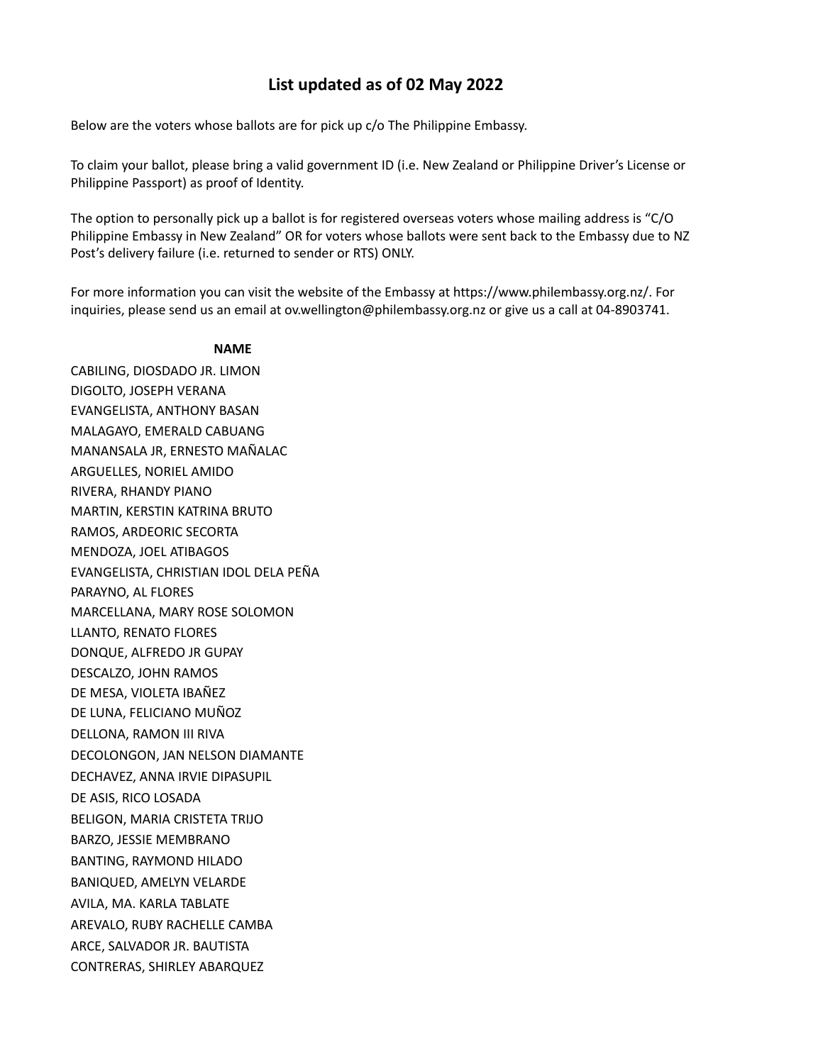## List updated as of 02 May 2022

Below are the voters whose ballots are for pick up c/o The Philippine Embassy.

To claim your ballot, please bring a valid government ID (i.e. New Zealand or Philippine Driver's License or Philippine Passport) as proof of Identity.

The option to personally pick up a ballot is for registered overseas voters whose mailing address is "C/O Philippine Embassy in New Zealand" OR for voters whose ballots were sent back to the Embassy due to NZ Post's delivery failure (i.e. returned to sender or RTS) ONLY.

For more information you can visit the website of the Embassy at https://www.philembassy.org.nz/. For inquiries, please send us an email at ov.wellington@philembassy.org.nz or give us a call at 04-8903741.

| NAME |
|---|
| CABILING, DIOSDADO JR. LIMON |
| DIGOLTO, JOSEPH VERANA |
| EVANGELISTA, ANTHONY BASAN |
| MALAGAYO, EMERALD CABUANG |
| MANANSALA JR, ERNESTO MAÑALAC |
| ARGUELLES, NORIEL AMIDO |
| RIVERA, RHANDY PIANO |
| MARTIN, KERSTIN KATRINA BRUTO |
| RAMOS, ARDEORIC SECORTA |
| MENDOZA, JOEL ATIBAGOS |
| EVANGELISTA, CHRISTIAN IDOL DELA PEÑA |
| PARAYNO, AL FLORES |
| MARCELLANA, MARY ROSE SOLOMON |
| LLANTO, RENATO FLORES |
| DONQUE, ALFREDO JR GUPAY |
| DESCALZO, JOHN RAMOS |
| DE MESA, VIOLETA IBAÑEZ |
| DE LUNA, FELICIANO MUÑOZ |
| DELLONA, RAMON III RIVA |
| DECOLONGON, JAN NELSON DIAMANTE |
| DECHAVEZ, ANNA IRVIE DIPASUPIL |
| DE ASIS, RICO LOSADA |
| BELIGON, MARIA CRISTETA TRIJO |
| BARZO, JESSIE MEMBRANO |
| BANTING, RAYMOND HILADO |
| BANIQUED, AMELYN VELARDE |
| AVILA, MA. KARLA TABLATE |
| AREVALO, RUBY RACHELLE CAMBA |
| ARCE, SALVADOR JR. BAUTISTA |
| CONTRERAS, SHIRLEY ABARQUEZ |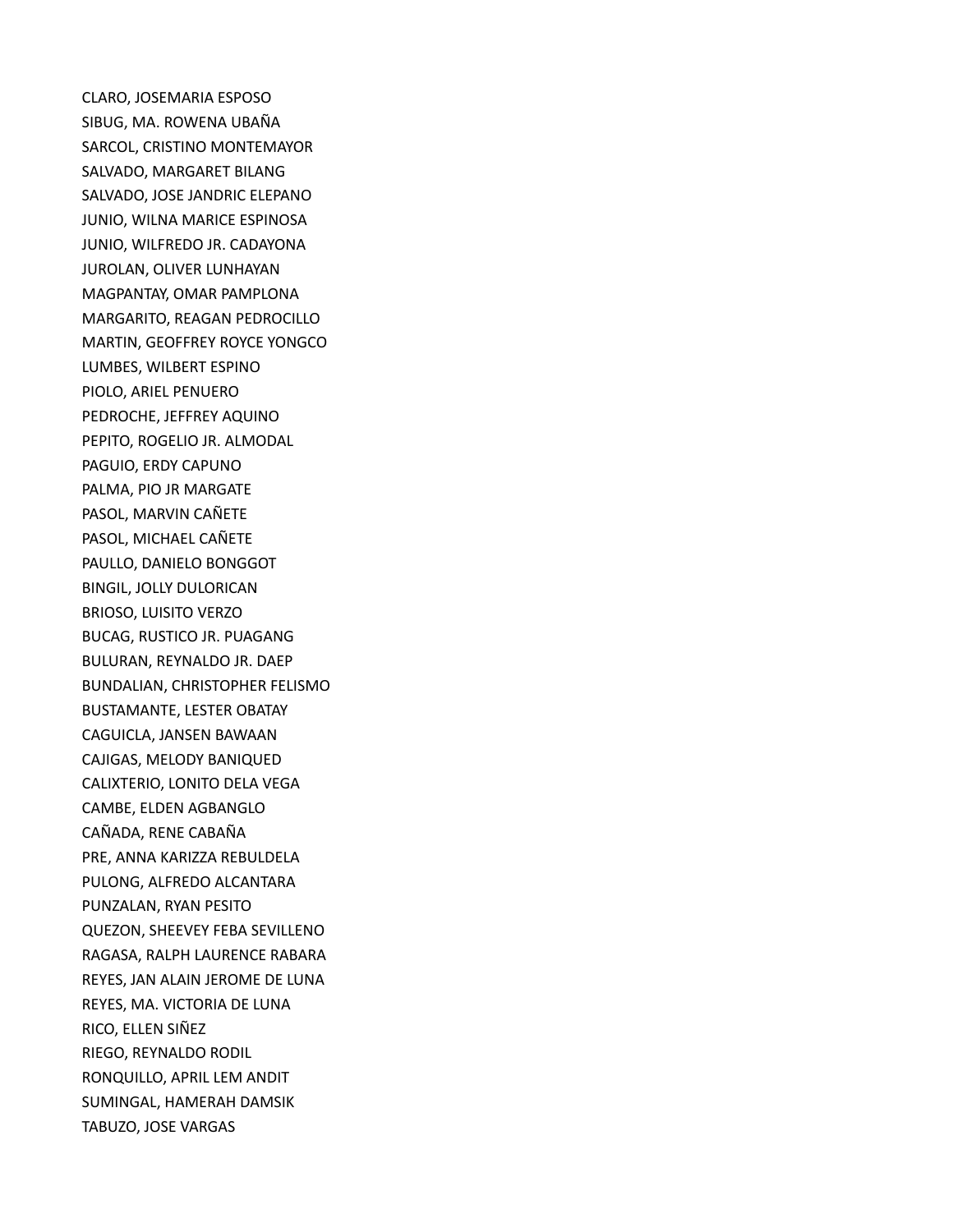CLARO, JOSEMARIA ESPOSO
SIBUG, MA. ROWENA UBAÑA
SARCOL, CRISTINO MONTEMAYOR
SALVADO, MARGARET BILANG
SALVADO, JOSE JANDRIC ELEPANO
JUNIO, WILNA MARICE ESPINOSA
JUNIO, WILFREDO JR. CADAYONA
JUROLAN, OLIVER LUNHAYAN
MAGPANTAY, OMAR PAMPLONA
MARGARITO, REAGAN PEDROCILLO
MARTIN, GEOFFREY ROYCE YONGCO
LUMBES, WILBERT ESPINO
PIOLO, ARIEL PENUERO
PEDROCHE, JEFFREY AQUINO
PEPITO, ROGELIO JR. ALMODAL
PAGUIO, ERDY CAPUNO
PALMA, PIO JR MARGATE
PASOL, MARVIN CAÑETE
PASOL, MICHAEL CAÑETE
PAULLO, DANIELO BONGGOT
BINGIL, JOLLY DULORICAN
BRIOSO, LUISITO VERZO
BUCAG, RUSTICO JR. PUAGANG
BULURAN, REYNALDO JR. DAEP
BUNDALIAN, CHRISTOPHER FELISMO
BUSTAMANTE, LESTER OBATAY
CAGUICLA, JANSEN BAWAAN
CAJIGAS, MELODY BANIQUED
CALIXTERIO, LONITO DELA VEGA
CAMBE, ELDEN AGBANGLO
CAÑADA, RENE CABAÑA
PRE, ANNA KARIZZA REBULDELA
PULONG, ALFREDO ALCANTARA
PUNZALAN, RYAN PESITO
QUEZON, SHEEVEY FEBA SEVILLENO
RAGASA, RALPH LAURENCE RABARA
REYES, JAN ALAIN JEROME DE LUNA
REYES, MA. VICTORIA DE LUNA
RICO, ELLEN SIÑEZ
RIEGO, REYNALDO RODIL
RONQUILLO, APRIL LEM ANDIT
SUMINGAL, HAMERAH DAMSIK
TABUZO, JOSE VARGAS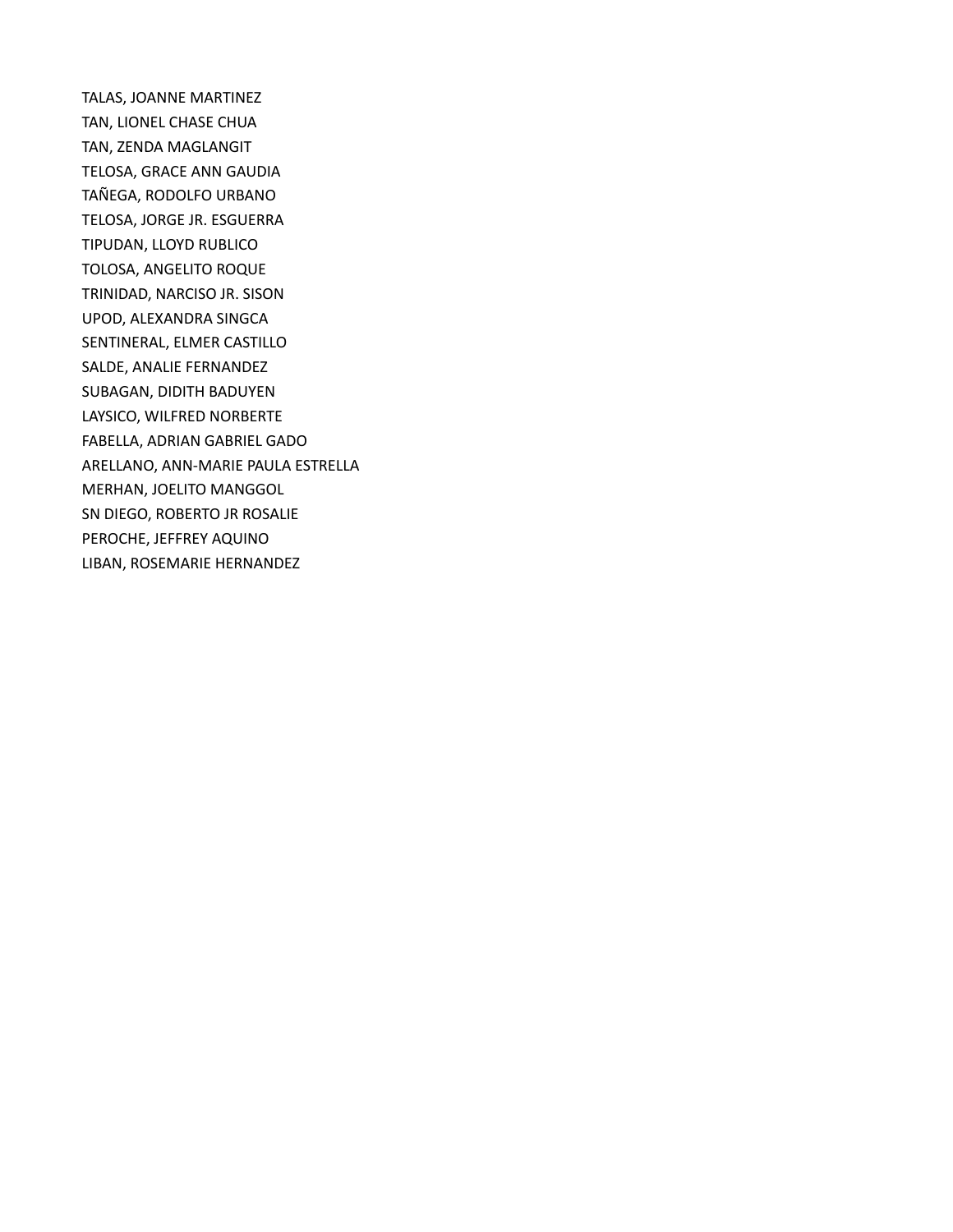TALAS, JOANNE MARTINEZ
TAN, LIONEL CHASE CHUA
TAN, ZENDA MAGLANGIT
TELOSA, GRACE ANN GAUDIA
TAÑEGA, RODOLFO URBANO
TELOSA, JORGE JR. ESGUERRA
TIPUDAN, LLOYD RUBLICO
TOLOSA, ANGELITO ROQUE
TRINIDAD, NARCISO JR. SISON
UPOD, ALEXANDRA SINGCA
SENTINERAL, ELMER CASTILLO
SALDE, ANALIE FERNANDEZ
SUBAGAN, DIDITH BADUYEN
LAYSICO, WILFRED NORBERTE
FABELLA, ADRIAN GABRIEL GADO
ARELLANO, ANN-MARIE PAULA ESTRELLA
MERHAN, JOELITO MANGGOL
SN DIEGO, ROBERTO JR ROSALIE
PEROCHE, JEFFREY AQUINO
LIBAN, ROSEMARIE HERNANDEZ